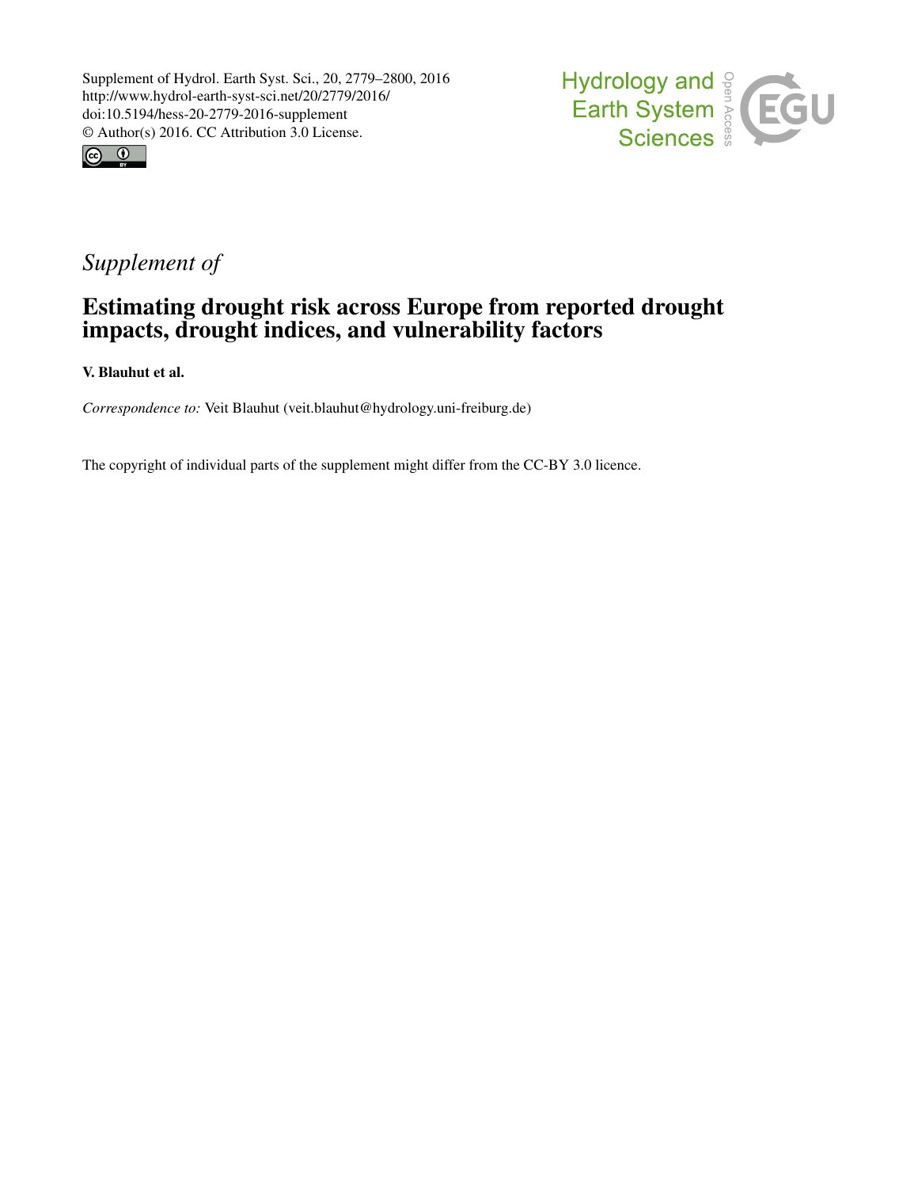Supplement of Hydrol. Earth Syst. Sci., 20, 2779–2800, 2016
http://www.hydrol-earth-syst-sci.net/20/2779/2016/
doi:10.5194/hess-20-2779-2016-supplement
© Author(s) 2016. CC Attribution 3.0 License.

*Supplement of*

# Estimating drought risk across Europe from reported drought impacts, drought indices, and vulnerability factors

**V. Blauhut et al.**

*Correspondence to:* Veit Blauhut (veit.blauhut@hydrology.uni-freiburg.de)

The copyright of individual parts of the supplement might differ from the CC-BY 3.0 licence.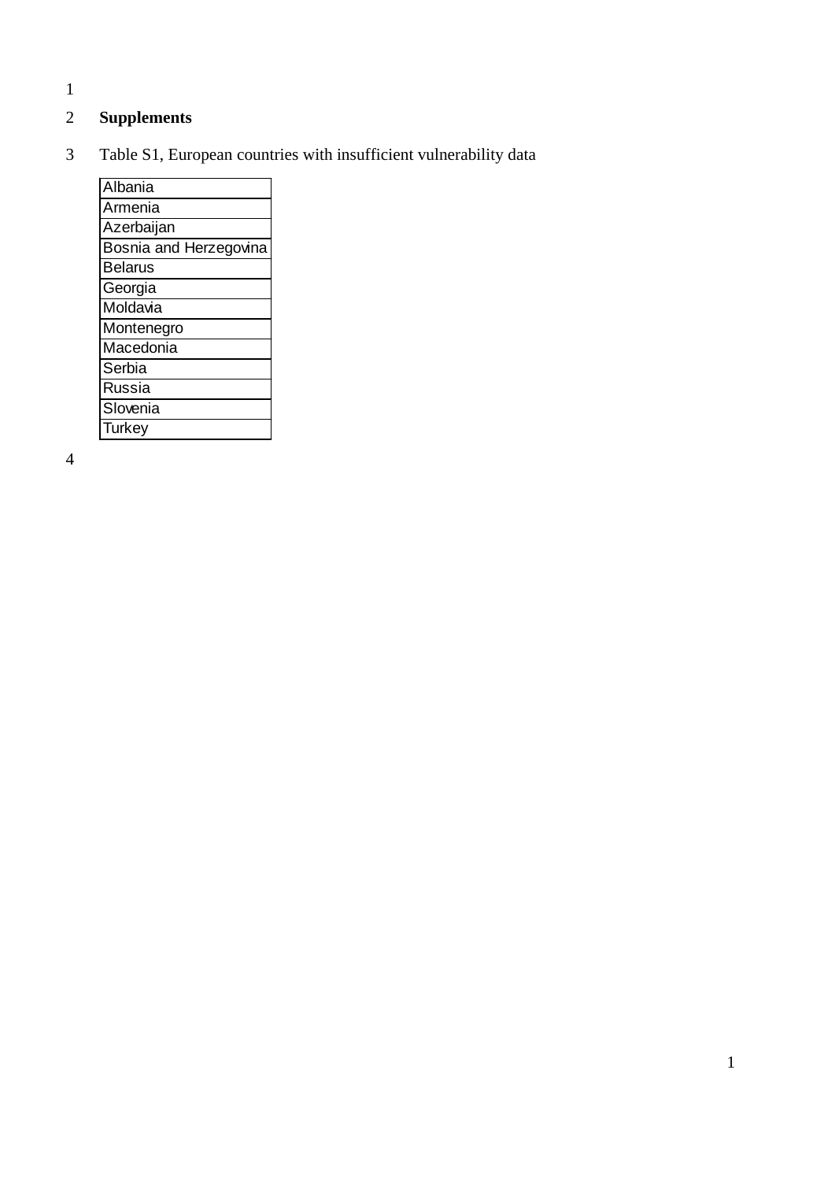## Supplements

Table S1, European countries with insufficient vulnerability data

| Albania |
|---|
| Armenia |
| Azerbaijan |
| Bosnia and Herzegovina |
| Belarus |
| Georgia |
| Moldavia |
| Montenegro |
| Macedonia |
| Serbia |
| Russia |
| Slovenia |
| Turkey |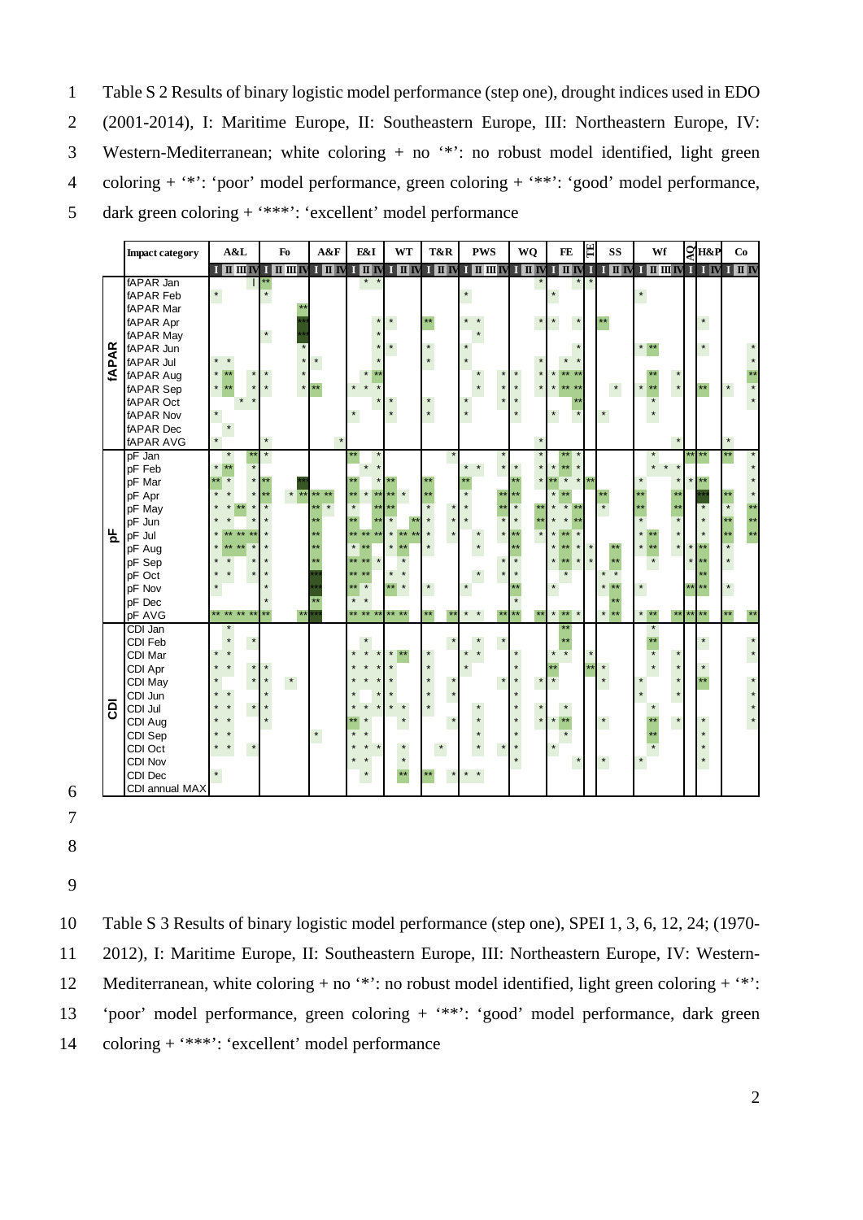Table S 2 Results of binary logistic model performance (step one), drought indices used in EDO (2001-2014), I: Maritime Europe, II: Southeastern Europe, III: Northeastern Europe, IV: Western-Mediterranean; white coloring + no '*': no robust model identified, light green coloring + '*': 'poor' model performance, green coloring + '**': 'good' model performance, dark green coloring + '***': 'excellent' model performance

| | Impact category | A&L | | | | Fo | | | | A&F | | | E&I | | | WT | | | T&R | | | PWS | | | | WQ | | | FE | | | TE | SS | | | Wf | | | | AQ | H&P | | Co | | |
|---|---|---|---|---|---|---|---|---|---|---|---|---|---|---|---|---|---|---|---|---|---|---|---|---|---|---|---|---|---|---|---|---|---|---|---|---|---|---|---|---|---|---|---|---|---|
| | | I | II | III | IV | I | II | III | IV | I | II | IV | I | II | IV | I | II | IV | I | II | IV | I | II | III | IV | I | II | IV | I | II | IV | I | I | II | IV | I | II | III | IV | I | I | IV | I | II | IV |
| fAPAR | fAPAR Jan | | | | * | ** | | | | | | | | * | * | | | | | | | | | | | | | * | | | * | * | | | | | | | | | | | | | |
| | fAPAR Feb | * | | | | * | | | | | | | | | | | | | | | | * | | | | | | | * | | | | | | | * | | | | | | | | | |
| | fAPAR Mar | | | | | | | | ** | | | | | | | | | | | | | | | | | | | | | | | | | | | | | | | | | | | | |
| | fAPAR Apr | | | | | | | | *** | | | | | | * | * | | | ** | | | * | * | | | | | * | * | | * | | ** | | | | | | | | * | | | | |
| | fAPAR May | | | | | * | | | *** | | | | | | * | | | | | | | | * | | | | | | | | | | | | | | | | | | | | | | |
| | fAPAR Jun | | | | | | | | * | | | | | | * | * | | | * | | | * | | | | | | | | | * | | | | | * | ** | | | | * | | | | * |
| | fAPAR Jul | * | * | | | | | | * | * | | | | | * | | | | * | | | * | | | | | | * | | * | * | | | | | | | | | | | | | | * |
| | fAPAR Aug | * | ** | | * | * | | | * | | | | | * | ** | | | | | | | | * | | * | * | | * | * | ** | ** | | | | | | ** | | * | | | | | | ** |
| | fAPAR Sep | * | ** | | * | * | | | * | ** | | | * | * | * | | | | | | | | * | | * | * | | * | * | ** | ** | | | * | | * | ** | | * | | ** | | * | | * |
| | fAPAR Oct | | | * | * | | | | | | | | | | * | * | | | * | | | * | | | * | * | | | | | ** | | | | | | * | | | | | | | | * |
| | fAPAR Nov | * | | | | | | | | | | | * | | | * | | | * | | | * | | | | * | | | * | | * | | * | | | | * | | | | | | | | |
| | fAPAR Dec | | * | | | | | | | | | | | | | | | | | | | | | | | | | | | | | | | | | | | | | | | | | | |
| | fAPAR AVG | * | | | | * | | | | | | * | | | | | | | | | | | | | | | | * | | | | | | | | | | | * | | | | * | | |
| pF | pF Jan | | * | | ** | * | | | | | | | ** | | * | | | | | | * | | | | * | | | * | | ** | * | | | | | | * | | * | ** | ** | | ** | | * |
| | pF Feb | * | ** | | * | | | | | | | | | * | * | | | | | | | * | * | | * | * | | * | * | ** | * | | | | | | * | * | * | | | | | | * |
| | pF Mar | ** | * | | * | ** | | | *** | | | | ** | | * | ** | | | ** | | | ** | | | | ** | | * | ** | * | * | ** | | | | * | | | * | * | ** | | | | * |
| | pF Apr | * | * | | * | ** | | * | ** | ** | ** | | ** | * | ** | ** | * | | ** | | | * | | | ** | ** | | | * | ** | | | ** | | | ** | | | ** | | *** | | ** | | * |
| | pF May | * | * | ** | * | * | | | | ** | * | | * | | ** | ** | | | * | | | * | | | ** | * | | ** | * | * | ** | | * | | | ** | | | ** | | * | | * | | ** |
| | pF Jun | * | * | | * | * | | | | ** | | | ** | | ** | * | | ** | * | | * | * | | | * | * | | ** | * | * | ** | | | | | * | | | * | | * | | ** | | ** |
| | pF Jul | * | ** | ** | ** | * | | | | ** | | | ** | ** | ** | * | ** | ** | * | | * | | * | | * | ** | | * | * | ** | * | | | | | * | ** | | * | | * | | ** | | ** |
| | pF Aug | * | ** | ** | * | * | | | | ** | | | * | ** | | * | ** | | * | | | | * | | | ** | | | * | ** | * | * | | ** | | * | ** | | * | * | ** | | * | | |
| | pF Sep | * | * | | * | * | | | | ** | | | ** | ** | * | | * | | | | | | | | * | * | | | * | ** | * | * | | ** | | | * | | | * | ** | | * | | |
| | pF Oct | * | * | | * | * | | | | *** | | | ** | ** | | * | * | | | | | | * | | * | * | | | | * | | | * | * | | | | | | | ** | | | | |
| | pF Nov | * | | | | * | | | | *** | | | ** | * | | ** | * | | * | | | * | | | | ** | | | * | | | | * | ** | | * | | | | ** | ** | | * | | |
| | pF Dec | | | | | * | | | | ** | | | * | * | | | | | | | | | | | | * | | | | | | | | ** | | | | | | | | | | | |
| | pF AVG | ** | ** | ** | ** | ** | | | ** | *** | | | ** | ** | ** | ** | ** | | ** | | ** | * | * | | ** | ** | | ** | * | ** | * | | * | ** | | * | ** | | ** | ** | ** | | ** | | ** |
| CDI | CDI Jan | | * | | | | | | | | | | | | | | | | | | | | | | | | | | | ** | | | | | | | * | | | | | | | | |
| | CDI Feb | | * | | * | | | | | | | | | * | | | | | | | * | | * | | * | | | | | ** | | | | | | | ** | | | | * | | | | * |
| | CDI Mar | * | * | | | | | | | | | | * | * | * | * | ** | | * | | | * | * | | | * | | | * | * | | * | | | | | * | | * | | | | | | * |
| | CDI Apr | * | * | | * | * | | | | | | | * | * | * | * | | | * | | | * | | | | * | | | ** | | | ** | * | | | | * | | * | | * | | | | |
| | CDI May | * | | | * | * | | * | | | | | * | * | * | * | | | * | | * | | | | * | * | | * | * | | | | * | | | * | | | * | | ** | | | | * |
| | CDI Jun | * | * | | | * | | | | | | | * | | * | * | | | * | | * | | | | | * | | | | | | | | | | * | | | * | | | | | | * |
| | CDI Jul | * | * | | * | * | | | | | | | * | * | * | * | * | | * | | | | * | | | * | | * | | * | | | | | | | * | | | | | | | | * |
| | CDI Aug | * | * | | | * | | | | | | | ** | * | | | * | | | | * | | * | | | * | | * | * | ** | | | * | | | | ** | | * | | * | | | | * |
| | CDI Sep | * | * | | | | | | | * | | | * | * | | | | | | | | | * | | | * | | | | * | | | | | | | ** | | | | * | | | | |
| | CDI Oct | * | * | | * | | | | | | | | * | * | * | | * | | | * | | | * | | * | * | | | * | | | | | | | | * | | | | * | | | | |
| | CDI Nov | | | | | | | | | | | | * | * | | | * | | | | | | | | | * | | | | | * | | * | | | * | | | | | * | | | | |
| | CDI Dec | * | | | | | | | | | | | | * | | | ** | | ** | | * | * | * | | | | | | | | | | | | | | | | | | | | | | |
| | CDI annual MAX | | | | | | | | | | | | | | | | | | | | | | | | | | | | | | | | | | | | | | | | | | | | |

Table S 3 Results of binary logistic model performance (step one), SPEI 1, 3, 6, 12, 24; (1970-2012), I: Maritime Europe, II: Southeastern Europe, III: Northeastern Europe, IV: Western-Mediterranean, white coloring + no '*': no robust model identified, light green coloring + '*': 'poor' model performance, green coloring + '**': 'good' model performance, dark green coloring + '***': 'excellent' model performance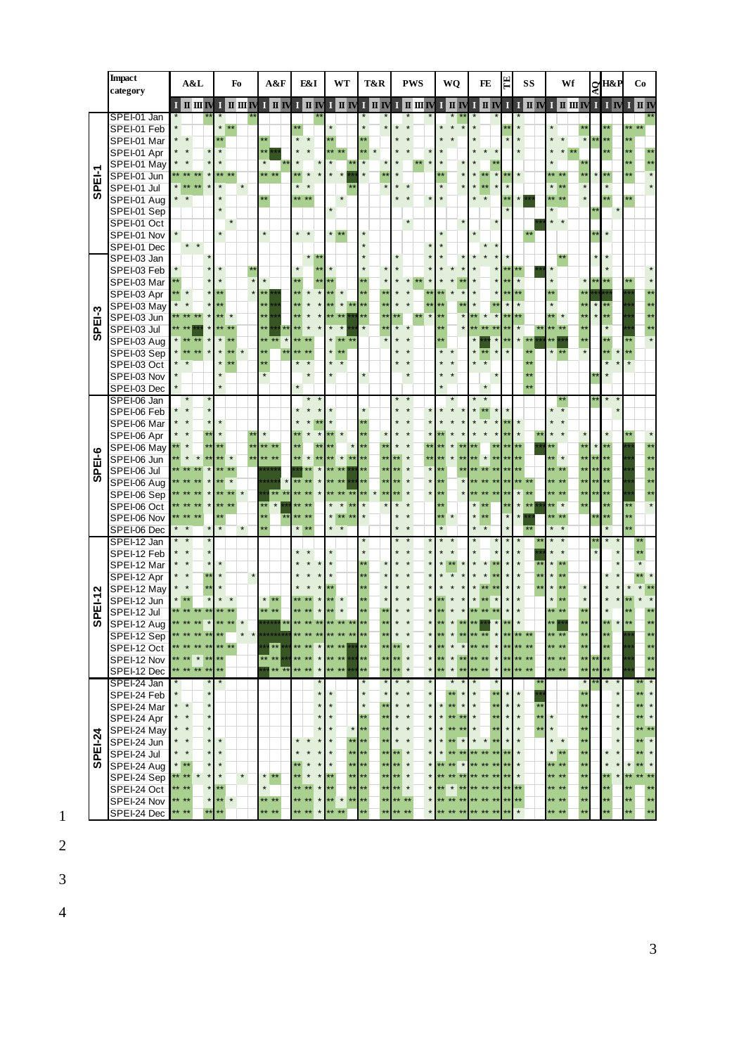| Impact category | | A&L | Fo | A&F | E&I | WT | T&R | PWS | WQ | FE | TE | SS | Wf | AQ | H&P | Co |
|---|---|---|---|---|---|---|---|---|---|---|---|---|---|---|---|---|
| | | I II III IV | I II III IV | I II IV | I II IV | I II IV | I II IV | I II III IV | I II IV | I II IV | I | I II IV | I II III IV | I | I IV | I II IV |
| SPEI-1 | SPEI-01 Jan | * ** | * ** | | ** | | * * | * * | * ** | * * | | * | | | | ** |
| | SPEI-01 Feb | * | * ** | | ** | * | * * | * * | * * * | * | ** | * | * ** | | ** | ** ** |
| | SPEI-01 Mar | * * | ** | ** | * * | ** | ** | * * | * * | * | * | * | * * * | ** | ** | ** |
| | SPEI-01 Apr | * * * * | * | ** *** | * * | ** ** | ** * | * * * | * | * * * | | * | * * ** | | ** | ** ** |
| | SPEI-01 May | * * * | * | * ** | * * * | * ** | * * | * ** * | * * | * ** | | | * ** | | ** | ** ** |
| | SPEI-01 Jun | ** ** ** * | ** ** | ** ** | ** * * | * * *** | * ** | * | ** * | * ** * ** | | * | ** ** ** | * | ** | ** * |
| | SPEI-01 Jul | * ** ** * | * * | | * * | ** | * | * * | * * | * ** * | * | | * ** * | | * | * |
| | SPEI-01 Aug | * * | * | ** | ** ** | * | | * * * | * | * * | ** | * *** | ** ** * | | ** | ** |
| | SPEI-01 Sep | | * | | | * | | | | | * | | * | ** | * | |
| | SPEI-01 Oct | | * | | | | | * | * | * | | *** | * * | | | |
| | SPEI-01 Nov | * | * | * | * * | * ** | * | | * | * | | ** | | ** | * | |
| | SPEI-01 Dec | * * | | | | | * | * | * | * * | | | | | | |
| SPEI-3 | SPEI-03 Jan | * | | | * ** | | * | * | * * * | * * * * | * | | ** | * | * | |
| | SPEI-03 Feb | * * | * ** | | * ** | * | * * * | * | * * * * | * * | ** | ** *** | * | | * | * |
| | SPEI-03 Mar | ** * | * * | | ** ** ** | | ** * | * * * ** * | * * ** * | * * | ** | * | * * | ** | ** | ** * |
| | SPEI-03 Apr | ** * * | * ** | * ** *** | ** * * | ** * | ** ** | * * ** | ** * * | * * ** | ** | ** | ** ** | *** | *** | *** ** |
| | SPEI-03 May | * * * | * ** | ** *** | ** * * | ** * ** ** | ** ** | * * ** | ** ** | * ** | * | * | * | ** * | ** | *** ** |
| | SPEI-03 Jun | ** ** ** * | ** * | ** *** | ** * * | ** ** *** | ** ** ** | ** * | ** | ** * * | ** | ** | ** * | ** * | ** | *** ** |
| | SPEI-03 Jul | ** ** *** * | ** ** | ** *** ** | ** * * | * * *** | * ** * | * | ** | ** ** ** ** | | ** | ** ** | ** | * | *** ** |
| | SPEI-03 Aug | * ** ** * | * ** | ** ** * ** ** | ** * | * ** ** | * * | | ** | * *** * ** | * | ** *** | ** *** ** | ** | ** | ** * |
| | SPEI-03 Sep | * ** ** * | * ** * | ** ** ** ** | | * ** | | * * | * * | * ** * * | | ** | * ** | * | ** * ** | |
| | SPEI-03 Oct | * * | * ** | ** | * * | * * | | * * | * * | * * | | ** | | | * * * | |
| | SPEI-03 Nov | * | * | * | * | * | * | * | * * | * | | ** | | ** | * | |
| | SPEI-03 Dec | * | * | | * | | | | * | * | | ** | | | | |
| SPEI-6 | SPEI-06 Jan | * * | | | * * | | | * * | * | * * | | | ** | ** | * * | |
| | SPEI-06 Feb | * * | | | * * * | * | * | * * * | * * * | * ** * * | | | * * | | * | |
| | SPEI-06 Mar | * * * | * | | * * ** * | | ** | * * | * * * * | * * * | ** | * | * * | | | |
| | SPEI-06 Apr | * * ** * | ** | ** * | ** * * | ** * | ** * | * * * | ** * * | * * * | ** | * ** | * * | * | * | ** * |
| | SPEI-06 May | ** * ** ** | ** ** ** | ** ** ** | ** ** ** | * ** | ** ** | * * ** | ** * ** | ** ** ** | ** | *** ** | ** | ** * | ** | *** ** |
| | SPEI-06 Jun | ** * * ** | ** * | ** ** ** | ** * ** | ** * ** ** | ** ** | ** ** * | ** ** | ** * ** ** | ** | ** | ** * | ** ** | ** | *** ** |
| | SPEI-06 Jul | ** ** ** * | ** ** | ****** | *** ** * | ** ** *** | ** ** | ** ** * | * ** | ** ** ** ** | ** | ** | ** ** | ** ** | ** | *** ** |
| | SPEI-06 Aug | ** ** ** * | ** * | ****** * | ** ** * | ** ** *** | ** ** | ** ** * | * ** | ** ** ** ** | ** | ** ** | ** ** | ** ** | ** | *** ** |
| | SPEI-06 Sep | ** ** ** * | ** ** * | *** ** ** | ** ** * | ** ** ** | ** * ** | ** ** * | * ** | ** ** ** | ** | ** ** | ** ** | ** ** | ** | *** ** |
| | SPEI-06 Oct | ** ** ** * | ** ** | ** * *** | ** ** | * * ** | * * | * * * | ** | * ** | ** | ** *** | ** * | ** | ** | ** * |
| | SPEI-06 Nov | ** ** ** | ** | ** ** | ** ** | * ** ** | * | * * | ** * | * ** | * | *** | ** ** | ** ** | ** | ** |
| | SPEI-06 Dec | * * | * * | ** | * ** | * * | | * * | * | * * | | ** | * * | | * | ** |
| SPEI-12 | SPEI-12 Jan | * * * | | | | | * | * * * | * * | * * | * | ** | * * | ** | * * | ** |
| | SPEI-12 Feb | * * * | | | * * | * | * | * * * | * * * | * * | * | *** | * * | * | * | ** |
| | SPEI-12 Mar | * * * | * | | * * * * | * | ** | * * * | * * ** * | * * ** * | * | ** | * ** | | * | * |
| | SPEI-12 Apr | * * ** * | * | * | * * * * | * | ** | * * * | * * * * | * * ** | * | ** | * ** | | * * | ** * |
| | SPEI-12 May | * * ** * | * | | * * * * | ** | ** | * * * | * * * * | * ** ** | * | ** | * ** | * | * * | * * ** |
| | SPEI-12 Jun | * ** * | * * | * ** | ** ** * | ** * | ** | * * * | ** * * | * ** * | * | * | * ** | * | * * | ** * * |
| | SPEI-12 Jul | ** ** ** ** | ** ** | ** ** | ** ** * | ** * | ** | ** * * | ** * * | ** ** ** | * | * | ** ** | ** | * | ** ** |
| | SPEI-12 Aug | ** ** ** * | ** ** * | *** ** ** | ** ** * | ** ** ** | ** | ** * * | ** * ** | ** *** * | ** | * | ** *** | ** | ** * | ** ** |
| | SPEI-12 Sep | ** ** ** ** | ** * * | ******** | ** ** * | ** ** ** | ** | ** * * | ** * ** | ** ** * | ** | ** ** | ** ** | ** | ** | *** ** |
| | SPEI-12 Oct | ** ** ** ** | ** ** | ** ** ** | ** ** * | ** ** *** | ** | ** ** * | ** * * | ** ** * | ** | ** ** | ** ** | ** | ** | *** ** |
| | SPEI-12 Nov | ** ** * ** | ** | ** ** ** | ** ** * | ** ** *** | ** | ** ** * | ** * ** | ** ** * | ** | ** ** | ** ** | ** ** | ** | *** ** |
| | SPEI-12 Dec | ** ** ** ** | ** | ** ** ** | ** ** * | ** ** *** | ** | ** ** * | ** * ** | ** ** * | ** | ** ** | ** ** | ** ** | ** | *** ** |
| SPEI-24 | SPEI-24 Jan | * * | * | | * | | * | * * * | * * | * * | | ** | | * ** | * * | ** * |
| | SPEI-24 Feb | * * | | | * | * | * | * * * | ** * * | * ** | * * | *** | | ** | * | ** * |
| | SPEI-24 Mar | * * * | | | * | * | * ** | * * * | * * ** * | * ** | * * | ** | | ** | * | ** * |
| | SPEI-24 Apr | * * * | | | * | * | ** ** | * * * | * * ** ** | * ** | * * | ** * | * | ** | * | ** * |
| | SPEI-24 May | * * * | | | * | * * | ** ** | * * * | * * ** * | * ** | * * | ** * | * | ** | * | ** ** |
| | SPEI-24 Jun | * * * | * | | * * * * | * ** ** | ** | * * * | * * ** * | * * * ** | * * | | * * | ** | * | ** * |
| | SPEI-24 Jul | * * * | * | | * * * * | * ** ** | ** ** | * * * | * * ** ** | ** ** ** | ** * | | * ** | ** | * * | ** * |
| | SPEI-24 Aug | * ** * | * | | ** * * | * ** ** | ** ** | * * * | ** ** * | ** ** ** | ** * | | ** ** | ** | * * | * ** * |
| | SPEI-24 Sep | ** ** * * | * * | * ** | ** * * | * ** | ** ** | ** * * | ** ** ** | ** ** ** | ** * | | ** ** | ** | ** * | ** ** ** |
| | SPEI-24 Oct | ** ** | * ** | * | ** ** * | * ** | ** ** | ** ** * | ** * * ** | ** ** ** | ** ** | | ** ** | ** | ** | ** ** |
| | SPEI-24 Nov | ** ** | * ** * | ** ** | ** ** * | * * ** ** | ** ** | ** ** ** | ** ** ** | ** ** ** | ** ** | | ** ** | ** | ** | ** ** |
| | SPEI-24 Dec | ** ** | ** ** | ** ** | ** ** * | ** ** | ** | ** ** ** | * ** ** ** | ** ** ** | ** * | | ** ** | ** | ** | ** ** |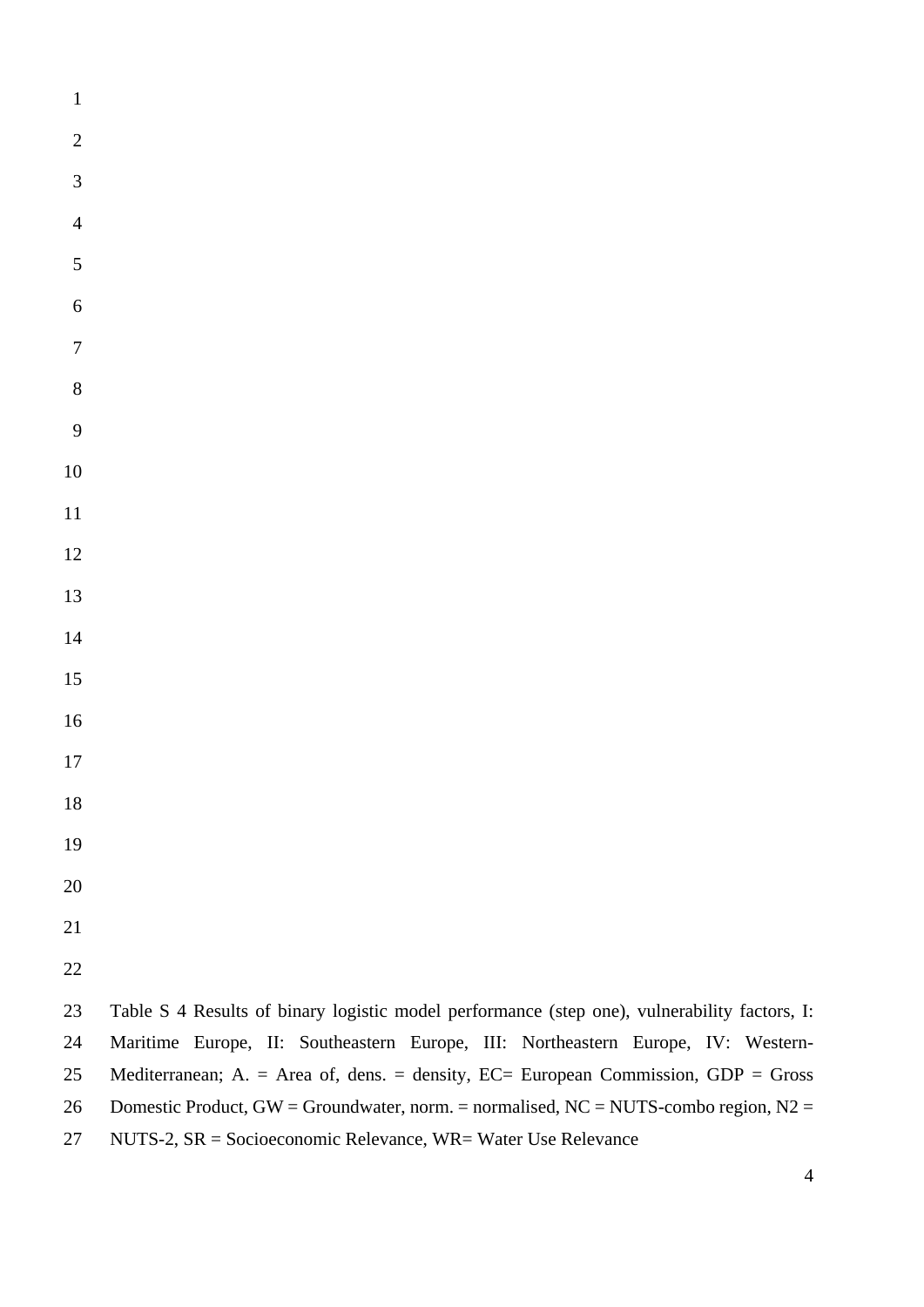Table S 4 Results of binary logistic model performance (step one), vulnerability factors, I: Maritime Europe, II: Southeastern Europe, III: Northeastern Europe, IV: Western-Mediterranean; A. = Area of, dens. = density, EC= European Commission, GDP = Gross Domestic Product, GW = Groundwater, norm. = normalised, NC = NUTS-combo region, N2 = NUTS-2, SR = Socioeconomic Relevance, WR= Water Use Relevance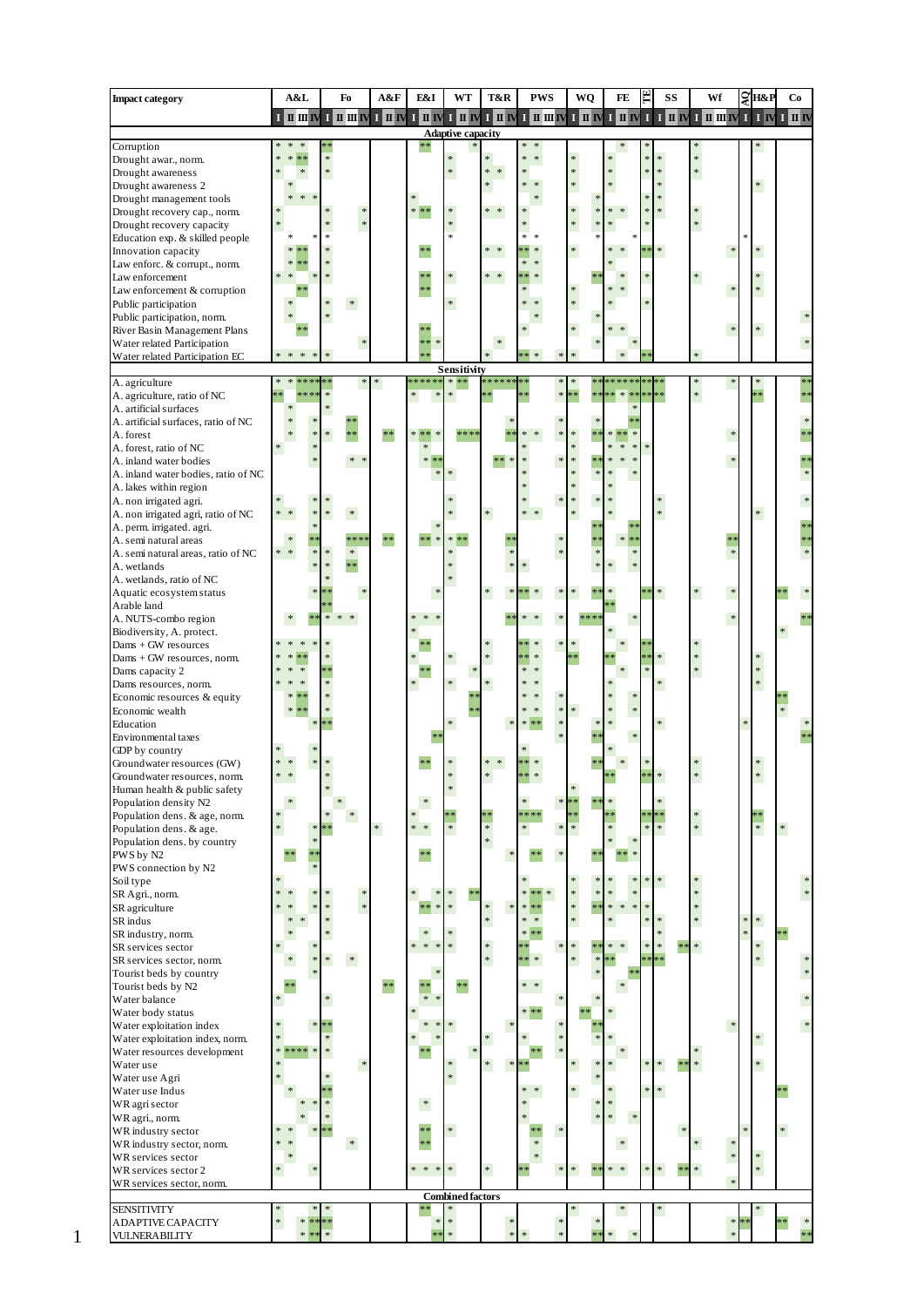| Impact category | A&L | | | | Fo | | | | A&F | | E&I | | | WT | | | T&R | | | PWS | | | | WQ | | | FE | | | TE | SS | | | Wf | | | | AQ | H&P | | Co | | |
|---|---|---|---|---|---|---|---|---|---|---|---|---|---|---|---|---|---|---|---|---|---|---|---|---|---|---|---|---|---|---|---|---|---|---|---|---|---|---|---|---|---|---|---|
| | I | II | III | IV | I | II | III | IV | I | IV | I | II | IV | I | II | IV | I | II | IV | I | II | III | IV | I | II | IV | I | II | IV | I | I | II | IV | I | II | III | IV | I | I | IV | I | II | IV |
| **Adaptive capacity** | | | | | | | | | | | | | | | | | | | | | | | | | | | | | | | | | | | | | | | | | | | |
| Corruption | * | * | * | | ** | | | | | | | ** | | | | * | | | | * | * | | | | | | | * | | * | | | | * | | | | | * | | | | |
| Drought awar., norm. | * | * | ** | | * | | | | | | | | | * | | | * | | | * | * | | | * | | | * | | | * | * | | | * | | | | | | | | | |
| Drought awareness | * | | * | | * | | | | | | | | | * | | | * | * | | * | | | | * | | | * | | | * | * | | | * | | | | | | | | | |
| Drought awareness 2 | | * | | | | | | | | | | | | | | | * | | | * | * | | | * | | | * | | | | * | | | | | | | | * | | | | |
| Drought management tools | | * | * | * | | | | | | | | | | | | | | | | | * | | | | | * | | | | * | * | | | | | | | | | | | | |
| Drought recovery cap., norm. | * | | | | * | | | * | | | * | ** | | * | | | * | * | | * | | | | * | | * | * | * | | * | * | | | * | | | | | | | | | |
| Drought recovery capacity | * | | | | * | | | * | | | | | | * | | | | | | * | | | | * | | * | * | | | * | | | | * | | | | | | | | | |
| Education exp. & skilled people | | * | | * | * | | | | | | | | | * | | | | | | * | * | | | | | * | | | * | | | | | | | | | * | | | | | |
| Innovation capacity | | * | ** | | * | | | | | | | ** | | | | | * | * | | ** | * | | | * | | | * | * | | ** | * | | | | | | * | | * | | | | |
| Law enforc. & corrupt., norm. | | * | ** | | * | | | | | | | | | | | | | | | * | * | | | | | | * | | | | | | | | | | | | | | | | |
| Law enforcement | * | * | | * | * | | | | | | | ** | | * | | | * | * | | ** | * | | | | | ** | | * | | * | | | | * | | | | | * | | | | |
| Law enforcement & corruption | | | ** | | | | | | | | | ** | | | | | | | | * | | | | * | | | * | * | | | | | | | | | * | | * | | | | |
| Public participation | | * | | | * | | * | | | | | | | * | | | | | | * | * | | | * | | | * | | | * | | | | | | | | | | | | | |
| Public participation, norm. | | * | | | * | | | | | | | | | | | | | | | | * | | | | | * | | | | | | | | | | | | | | | | | * |
| River Basin Management Plans | | | ** | | | | | | | | | ** | | | | | | | | * | | | | * | | | * | * | | | | | | | | | * | | * | | | | |
| Water related Participation | | | | | | | | * | | | | ** | * | | | | | * | | | | | | | | * | | | * | | | | | | | | | | | | | | * |
| Water related Participation EC | * | * | * | * | * | | | | | | | ** | | | | | * | | | ** | * | | * | * | | | | * | | ** | | | | * | | | | | | | | | |
| **Sensitivity** | | | | | | | | | | | | | | | | | | | | | | | | | | | | | | | | | | | | | | | | | | | |
| A. agriculture | * | * | ** | ** | ** | | | * | * | | ** | ** | ** | * | ** | | ** | ** | ** | ** | | | * | * | | | ** | ** | ** | ** | ** | | | * | | | * | | * | | | | ** |
| A. agriculture, ratio of NC | ** | | ** | ** | * | | | | | | * | | * | * | | | ** | | | ** | | | * | ** | | | ** | ** | * | ** | ** | | | * | | | | | ** | | | | ** |
| A. artificial surfaces | | * | | | * | | | | | | | | | | | | | | | | | | | | | | | | * | | | | | | | | | | | | | | |
| A. artificial surfaces, ratio of NC | | * | | * | | | ** | | | | | | | | | | | | | | | | * | | | * | | | ** | | | | | | | | | | | | | | * |
| A. forest | | * | | * | * | | ** | | ** | | * | ** | * | | ** | ** | | | ** | * | * | | * | * | | ** | * | ** | * | | | | | | | | * | | | | | | ** |
| A. forest, ratio of NC | * | | | | * | | | | | | | * | | | | | | | | * | | | | * | | | * | * | * | * | | | | | | | | | | | | | |
| A. inland water bodies | | | | * | | | * | * | | | | * | ** | | | | | ** | * | * | | | * | * | | ** | * | * | * | | | | | | | | * | | | | | | ** |
| A. inland water bodies, ratio of NC | | | | | | | | | | | | | * | * | | | | | | * | | | | * | | * | * | | * | | | | | | | | | | | | | | * |
| A. lakes within region | | | | | | | | | | | | | | | | | | | | * | | | | * | | | * | | | | | | | | | | | | | | | | |
| A. non irrigated agri. | * | | | * | * | | | | | | | | | * | | | | | | * | | | * | * | | * | * | | | | * | | | | | | | | | | | | * |
| A. non irrigated agri, ratio of NC | * | * | | * | * | | * | | | | | | | * | | | * | | | * | * | | | * | | | * | | | | * | | | | | | | | * | | | | |
| A. perm. irrigated. agri. | | | | * | | | | | | | | * | | | | | | | | | | | | | | ** | | | ** | | | | | | | | | | | | | | ** |
| A. semi natural areas | | * | ** | | | | ** | ** | ** | | | ** | * | * | ** | | | | ** | | | | * | | | ** | | * | ** | | | | | | | | ** | | | | | | ** |
| A. semi natural areas, ratio of NC | * | * | | * | * | | * | | | | | | | * | | | | | * | | | | * | | | * | | | * | | | | | | | | * | | | | | | * |
| A. wetlands | | | | * | * | | ** | | | | | | | * | | | | | * | * | | | | | | * | * | | * | | | | | | | | | | | | | | |
| A. wetlands, ratio of NC | | | | | * | | | | | | | | | * | | | | | | | | | | | | | | | | | | | | | | | | | | | | | |
| Aquatic ecosystem status | | | | * | ** | | | * | | | | | * | | | | * | | * | ** | * | | * | * | | ** | * | | | ** | * | | | * | | | * | | | ** | | | * |
| Arable land | | | | | ** | | | | | | | | | | | | | | | | | | | | | | ** | | | | | | | | | | | | | | | | |
| A. NUTS-combo region | | * | | ** | * | * | * | | | | * | * | * | | | | | | ** | * | * | | * | ** | ** | ** | | | * | | | | | | | | * | | | | | | ** |
| Biodiversity, A. protect. | | | | | | | | | | | * | | | | | | | | | | | | | | | | * | | | | | | | | | | | | | * | | | |
| Dams + GW resources | * | * | * | * | * | | | | | | | ** | | | | | * | | | ** | * | | * | * | | | | * | | ** | | | | * | | | | | | | | | |
| Dams + GW resources, norm. | * | * | ** | | * | | | | | | * | | | * | | | * | | | ** | * | | | ** | | | ** | | | ** | * | | | * | | | | | * | | | | |
| Dams capacity 2 | * | * | * | | ** | | | | | | | ** | | | | * | | | | * | * | | | | | | | * | | * | | | | * | | | | | * | | | | |
| Dams resources, norm. | * | * | * | | * | | | | | | * | | | * | | | * | | | * | * | | | | | | * | | | | * | | | | | | | | * | | | | |
| Economic resources & equity | | * | ** | | * | | | | | | | | | | | ** | | | | * | * | | * | | | | * | | * | | | | | | | | | | | ** | | | |
| Economic wealth | | * | ** | | * | | | | | | | | | | | ** | | | | * | * | | * | * | | | * | | * | | | | | | | | | | | * | | | |
| Education | | | | * | ** | | | | | | | | | * | | | | | * | * | ** | | * | | | * | * | | | | * | | | | | | | * | | | | | * |
| Environmental taxes | | | | | | | | | | | | ** | | | | | | | | | | | * | | | ** | | | * | | | | | | | | | | | | | | ** |
| GDP by country | * | | | * | | | | | | | | | | | | | | | | * | | | | | | | * | | | | | | | | | | | | | | | | |
| Groundwater resources (GW) | * | * | | * | * | | | | | | | ** | | * | | | * | * | | ** | * | | | | | ** | | * | | * | | | | * | | | | | * | | | | |
| Groundwater resources, norm. | * | * | | | * | | | | | | | | | * | | | * | | | ** | * | | | | | | ** | | | ** | * | | | * | | | | | * | | | | |
| Human health & public safety | | | | | * | | | | | | | | | * | | | | | | | | | | * | | | | | | | | | | | | | | | | | | | |
| Population density N2 | | * | | | | * | | | | | | * | | | | | | | | * | | | * | ** | | ** | * | | | | * | | | | | | | | | | | | |
| Population dens. & age, norm. | * | | | * | | | * | | | | * | | | ** | | | ** | | | ** | ** | | | ** | | | ** | | | ** | ** | | | * | | | | | ** | | | | |
| Population dens. & age. | * | | | * | ** | | | | * | | * | * | | * | | | * | | | * | | | * | * | | | * | | | * | * | | | * | | | | | * | * | | | |
| Population dens. by country | | | | * | | | | | | | | | | | | | * | | | | | | | | | | * | | * | | | | | | | | | | | | | | |
| PWS by N2 | | ** | | ** | | | | | | | | ** | | | | | | | * | | ** | | * | | | ** | | ** | * | | | | | | | | | | | | | | |
| PWS connection by N2 | | | | * | | | | | | | | | | | | | | | | | | | | | | | | | | | | | | | | | | | | | | | |
| Soil type | * | | | | | | | | | | | | | | | | | | | * | | | | * | | * | * | | * | * | * | | | * | | | | | | | | | * |
| SR Agri., norm. | * | * | | * | * | | | * | | | * | | * | * | | ** | | | | * | ** | * | | * | | * | * | | * | | | | | * | | | | | | | | | * |
| SR agriculture | * | * | | * | * | | | * | | | | ** | * | * | | | * | | * | * | ** | | | * | | ** | * | * | * | * | | | | * | | | | | | | | | |
| SR indus | | * | * | | * | | | | | | | | | | | | * | | | * | * | | | * | | | * | | | * | * | | | * | | | | * | * | | | | |
| SR industry, norm. | | * | | | * | | | | | | | * | | * | | | | | | * | ** | | | | | | | | | | * | | | | | | | * | | ** | | | |
| SR services sector | * | | | * | | | | | | | * | * | * | * | | | * | | | ** | | | * | * | | ** | * | * | | * | * | | ** | * | | | | | * | | | | |
| SR services sector, norm. | | * | | * | * | | * | | | | | | | | | | * | | | ** | * | | | * | | * | ** | | | ** | ** | | | | | | | | * | | | | * |
| Tourist beds by country | | | | * | | | | | | | | | * | | | | | | | | | | | | | * | | | ** | | | | | | | | | | | | | | * |
| Tourist beds by N2 | | ** | | | | | | | ** | | | ** | | | ** | | | | | * | * | | | | | | | * | | | | | | | | | | | | | | | |
| Water balance | * | | | | * | | | | | | | * | * | | | | | | | | | | * | | | * | | | | | | | | | | | | | | | | | * |
| Water body status | | | | | | | | | | | * | | | | | | | | | * | ** | | | ** | | | * | | | | | | | | | | | | | | | | |
| Water exploitation index | * | | | * | ** | | | | | | | * | * | * | | | | | * | | | | * | | | ** | | | | | | | | | | | * | | | | | | * |
| Water exploitation index, norm. | * | | | | * | | | | | | * | | * | | | | * | | | * | | | * | | | * | * | | | | | | | | | | | | * | | | | |
| Water resources development | * | ** | ** | * | * | | | | | | | ** | | | | * | | | | | ** | | * | | | | | * | | | | | | * | | | | | | | | | |
| Water use | * | | | | | | | * | | | | | | * | | | * | | * | ** | | | | * | | * | * | | | * | * | | ** | * | | | | | * | | | | |
| Water use Agri | * | | | | * | | | | | | | | | * | | | | | | | | | | | | * | | | | | | | | | | | | | | | | | |
| Water use Indus | | * | | | ** | | | | | | | | | | | | | | | * | * | | | * | | | * | | | * | * | | | | | | | | | ** | | | |
| WR agri sector | | | * | * | * | | | | | | | * | | | | | | | | * | | | | | | * | * | | | | | | | | | | | | | | | | |
| WR agri., norm. | | | * | | * | | | | | | | | | | | | | | | * | | | | | | * | * | | * | | | | | | | | | | | | | | |
| WR industry sector | * | * | | * | ** | | | | | | | ** | | * | | | | | | | ** | | * | | | | | | | | | | * | | | | * | | | * | | | |
| WR industry sector, norm. | * | * | | | | | * | | | | | ** | | | | | | | | | * | | | | | | | * | | | | | | * | | | * | | | | | | |
| WR services sector | | * | | | | | | | | | | | | | | | | | | | * | | | | | | | | | | | | | | | | * | | * | | | | |
| WR services sector 2 | * | | | * | | | | | | | * | * | * | * | | | * | | | ** | | | * | * | | ** | * | * | | * | * | | ** | * | | | | | * | | | | |
| WR services sector, norm. | | | | | | | | | | | | | | | | | | | | | | | | | | | | | | | | | | | | | * | | | | | | |
| **Combined factors** | | | | | | | | | | | | | | | | | | | | | | | | | | | | | | | | | | | | | | | | | | | |
| SENSITIVITY | * | | | * | * | | | | | | | ** | | * | | | | | | | | | | * | | | | * | | | * | | | | | | | | * | | | | |
| ADAPTIVE CAPACITY | * | | * | ** | ** | | | | | | | | * | * | | | | | * | | | | * | | | * | | | | | | | | | | | * | ** | | ** | | | * |
| VULNERABILITY | | | * | ** | * | | | | | | | | ** | * | | | | | * | * | | | * | | | ** | * | | * | | | | | | | | * | | | | | | ** |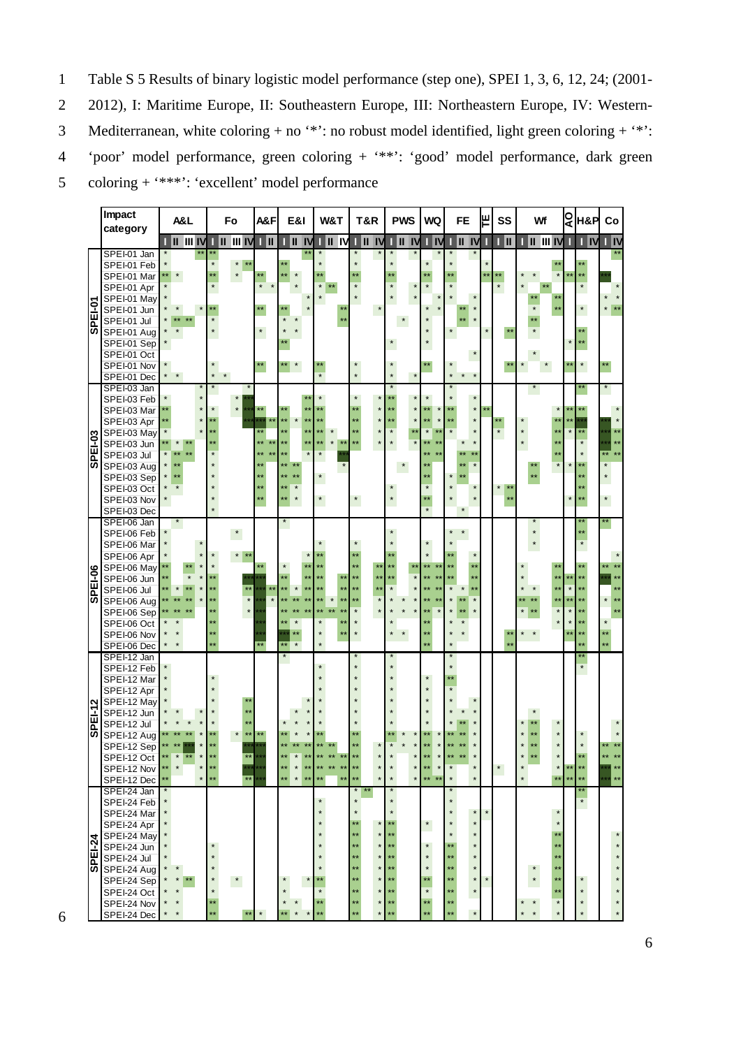Table S 5 Results of binary logistic model performance (step one), SPEI 1, 3, 6, 12, 24; (2001-2012), I: Maritime Europe, II: Southeastern Europe, III: Northeastern Europe, IV: Western-Mediterranean, white coloring + no '*': no robust model identified, light green coloring + '*': 'poor' model performance, green coloring + '**': 'good' model performance, dark green coloring + '***': 'excellent' model performance

| Impact category | A&L | | | | Fo | | | | A&F | | E&I | | | W&T | | | T&R | | | PWS | | | WQ | | FE | | | TE | SS | | Wf | | | | AQ | H&P | | Co | |
|---|---|---|---|---|---|---|---|---|---|---|---|---|---|---|---|---|---|---|---|---|---|---|---|---|---|---|---|---|---|---|---|---|---|---|---|---|---|---|---|
| | I | II | III | IV | I | II | III | IV | I | II | I | II | IV | I | II | IV | I | II | IV | I | II | IV | I | IV | I | II | IV | I | I | II | I | II | III | IV | I | I | IV | I | IV |
| SPEI-01 Jan | * | | | ** | ** | | | | | | | | ** | * | | | * | | * | * | | * | | * | * | | * | | | | | | | | | | | | ** |
| SPEI-01 Feb | * | | | | * | | * | ** | | | | | | * | | | * | | | * | | | * | | * | | | * | | | | | | ** | | ** | | | |
| SPEI-01 Mar | ** | * | | | ** | | * | | ** | | ** | * | | ** | | | ** | | | ** | | | ** | | ** | | | ** | ** | | * | * | | * | ** | ** | | *** | |
| SPEI-01 Apr | * | | | | * | | | | * | * | | * | | * | ** | | * | | | * | | * | * | | * | | | | * | | * | | ** | | | * | | | * |
| SPEI-01 May | * | | | | | | | | | | | | * | * | | | * | | | * | | * | | * | * | | * | | | | | ** | | ** | | | | * | * |
| SPEI-01 Jun | * | * | | * | ** | | | | ** | | ** | | * | | | ** | | | * | | | | * | * | | ** | * | | | | | * | | ** | | * | | * | ** |
| SPEI-01 Jul | * | ** | ** | | * | | | | | | * | * | | | | ** | | | | | * | | * | | | ** | * | | | | | ** | | | | | | | |
| SPEI-01 Aug | * | * | | | * | | | | * | | * | * | | | | | | | | | | | * | | * | | | * | | ** | | * | | | | ** | | | |
| SPEI-01 Sep | * | | | | | | | | | | ** | | | | | | | | | * | | | * | | | | | | | | | | | | * | ** | | | |
| SPEI-01 Oct | | | | | | | | | | | | | | | | | | | | | | | | | | | * | | | | | * | | | | | | | |
| SPEI-01 Nov | * | | | | * | | | | ** | | ** | * | | ** | | | * | | | * | | | ** | | * | | * | | | ** | * | | * | | ** | * | | ** | |
| SPEI-01 Dec | * | * | | | * | * | | | | | | | | * | | | * | | | * | | * | | | * | * | * | | | | | | | | | | | | |
| SPEI-03 Jan | | | | * | * | | | * | | | | | | | | | | | | * | | | | | * | | | | | | | * | | | | ** | | * | |
| SPEI-03 Feb | * | | | * | | | * | *** | | | | | ** | * | | | * | | * | ** | | * | * | | * | | * | | | | | | | | | | | | |
| SPEI-03 Mar | ** | | | * | * | | * | *** | ** | | ** | | ** | ** | | | ** | | * | ** | | * | ** | * | ** | | * | ** | | | | | | * | ** | ** | | | * |
| SPEI-03 Apr | ** | | | * | ** | | | *** | *** | ** | ** | * | ** | ** | | | ** | | * | ** | | * | ** | * | ** | | * | | ** | | * | | | ** | ** | *** | | *** | * |
| SPEI-03 May | * | | | * | ** | | | | ** | | ** | | ** | ** | * | | ** | | * | * | | ** | * | ** | * | | * | | * | | * | | | ** | * | ** | | *** | ** |
| SPEI-03 Jun | ** | * | ** | | ** | | | | ** | ** | ** | | ** | ** | * | ** | ** | | * | * | | * | ** | ** | | * | * | | | | * | | | ** | | * | | *** | ** |
| SPEI-03 Jul | * | ** | ** | | * | | | | ** | ** | ** | | * | * | | *** | | | | | | | * | ** | | ** | ** | | | | | | | ** | | * | | ** | ** |
| SPEI-03 Aug | * | ** | | | * | | | | ** | | ** | ** | | | | * | | | | | * | | ** | | | ** | * | | | | | ** | | * | * | ** | | * | |
| SPEI-03 Sep | * | ** | | | * | | | | ** | | ** | ** | | * | | | | | | | | | ** | | * | ** | | | | | | ** | | | | ** | | * | |
| SPEI-03 Oct | * | * | | | * | | | | ** | | ** | * | | | | | | | | * | | | * | | * | | * | | * | ** | | | | | | ** | | | |
| SPEI-03 Nov | * | | | | * | | | | ** | | ** | * | | * | | | * | | | * | | | ** | | * | | * | | | ** | | | | | * | ** | | * | |
| SPEI-03 Dec | | | | | * | | | | | | | | | | | | | | | | | | * | | | * | | | | | | | | | | | | | |
| SPEI-06 Jan | | * | | | | | | | | | * | | | | | | | | | | | | | | | | | | | | | * | | | | ** | | ** | |
| SPEI-06 Feb | * | | | | | | * | | | | | | | | | | | | | * | | | | | * | * | | | | | | * | | | | ** | | | |
| SPEI-06 Mar | * | | | * | | | | | | | | | | * | | | * | | | * | | | * | | * | | | | | | | * | | | | * | | | |
| SPEI-06 Apr | * | | | * | * | | * | ** | | | | | * | ** | | | ** | | | ** | | | * | | ** | | * | | | | | | | | | * | | | * |
| SPEI-06 May | ** | | ** | * | * | | | | ** | | * | | ** | ** | | | ** | | ** | ** | | ** | ** | ** | ** | | ** | | | | * | | | ** | | ** | | ** | ** |
| SPEI-06 Jun | ** | | * | * | ** | | | *** | *** | | ** | | ** | ** | | ** | ** | | ** | ** | | * | ** | ** | ** | | ** | | | | * | | | ** | ** | ** | | *** | ** |
| SPEI-06 Jul | ** | * | ** | * | ** | | | ** | *** | ** | ** | * | ** | ** | | ** | ** | | ** | * | | * | ** | ** | ** | * | ** | | | | * | * | | ** | * | ** | | | ** |
| SPEI-06 Aug | ** | ** | ** | * | ** | | | * | *** | * | ** | ** | ** | ** | * | ** | ** | | * | * | * | * | ** | ** | ** | ** | * | | | | ** | ** | | ** | ** | ** | | * | ** |
| SPEI-06 Sep | ** | ** | ** | | ** | | | * | *** | | ** | ** | ** | ** | ** | ** | * | | * | * | * | * | ** | * | ** | ** | * | | | | * | ** | | * | * | ** | | | ** |
| SPEI-06 Oct | * | * | | | ** | | | * | *** | | ** | * | | ** | | ** | * | | | * | | | ** | | * | * | | | | | | | | * | * | ** | | * | |
| SPEI-06 Nov | * | * | | | ** | | | | *** | | *** | ** | | * | | ** | * | | | * | * | | ** | | * | * | | | | ** | * | * | | | ** | ** | | ** | |
| SPEI-06 Dec | * | * | | | ** | | | | ** | | ** | * | | * | | | | | | | | | ** | | * | | | | | ** | | | | | | ** | | ** | |
| SPEI-12 Jan | | | | | | | | | | | * | | | | | | * | | | * | | | | | * | | | | | | | | | | | ** | | | |
| SPEI-12 Feb | * | | | | | | | | | | | | | * | | | * | | | * | | | | | * | | | | | | | | | | | * | | | |
| SPEI-12 Mar | * | | | | * | | | | | | | | | * | | | * | | | * | | | * | | ** | | | | | | | | | | | | | | |
| SPEI-12 Apr | * | | | | * | | | | | | | | | * | | | * | | | * | | | * | | * | | | | | | | | | | | | | | |
| SPEI-12 May | * | | | | * | | | ** | | | | | * | * | | | * | | | * | | | * | | * | | * | | | | | | | | | | | | |
| SPEI-12 Jun | * | * | | * | * | | | ** | | | | * | * | * | | | * | | | * | | | * | | * | * | * | | | | | * | | | | | | | |
| SPEI-12 Jul | * | * | * | * | * | | | ** | | | * | * | * | * | | | * | | | * | | | * | | * | ** | * | | | | * | ** | | * | | | | | * |
| SPEI-12 Aug | ** | ** | ** | * | ** | | * | ** | ** | | ** | * | * | ** | | | ** | | | ** | * | * | ** | * | ** | ** | * | | | | * | ** | | * | | * | | | * |
| SPEI-12 Sep | ** | ** | *** | * | ** | | | *** | *** | | ** | ** | ** | ** | ** | | ** | | * | * | * | * | ** | * | ** | ** | * | | | | * | ** | | * | | * | | ** | ** |
| SPEI-12 Oct | ** | * | ** | * | ** | | | ** | *** | | ** | * | ** | ** | ** | ** | ** | | * | * | | * | ** | ** | ** | ** | * | | | | * | ** | | * | | * | | ** | ** |
| SPEI-12 Nov | ** | * | | * | ** | | | *** | *** | | ** | * | ** | ** | ** | ** | ** | | * | * | | * | ** | * | * | | * | | * | | * | | | * | ** | ** | | *** | ** |
| SPEI-12 Dec | ** | | | * | ** | | | ** | *** | | ** | * | ** | ** | | ** | ** | | * | * | | * | ** | ** | * | | * | | | | * | | | ** | ** | ** | | *** | ** |
| SPEI-24 Jan | * | | | | | | | | | | | | | | | | * | ** | | * | | | | | * | | | | | | | | | | | ** | | | |
| SPEI-24 Feb | * | | | | | | | | | | | | | * | | | * | | | * | | | | | * | | | | | | | | | | | * | | | |
| SPEI-24 Mar | * | | | | | | | | | | | | | * | | | * | | | * | | | | | * | | * | * | | | | | | * | | | | | |
| SPEI-24 Apr | * | | | | | | | | | | | | | * | | | ** | | * | ** | | | * | | * | | * | | | | | | | * | | | | | |
| SPEI-24 May | * | | | | | | | | | | | | | * | | | ** | | * | ** | | | | | * | | * | | | | | | | ** | | | | | * |
| SPEI-24 Jun | * | | | | * | | | | | | | | | * | | | ** | | * | ** | | | * | | ** | | * | | | | | | | ** | | | | | * |
| SPEI-24 Jul | * | | | | * | | | | | | | | | * | | | ** | | * | ** | | | * | | ** | | * | | | | | | | ** | | | | | * |
| SPEI-24 Aug | * | * | | | * | | | | | | | | | * | | | ** | | * | ** | | | * | | ** | | * | | | | | * | | ** | | | | | * |
| SPEI-24 Sep | * | * | ** | | * | | * | | | | * | | * | ** | | | ** | | * | ** | | | ** | | ** | | * | * | | | | * | | ** | | * | | | * |
| SPEI-24 Oct | * | * | | | * | | | | | | * | | | * | | | ** | | * | ** | | | * | | ** | | * | | | | | | | ** | | * | | | * |
| SPEI-24 Nov | * | * | | | ** | | | | | | * | * | | ** | | | ** | | * | ** | | | ** | | ** | | | | | | * | * | | * | | * | | | * |
| SPEI-24 Dec | * | * | | | ** | | | ** | * | | ** | * | * | ** | | | ** | | * | ** | | | ** | | ** | | * | | | | * | * | | * | | * | | | * |